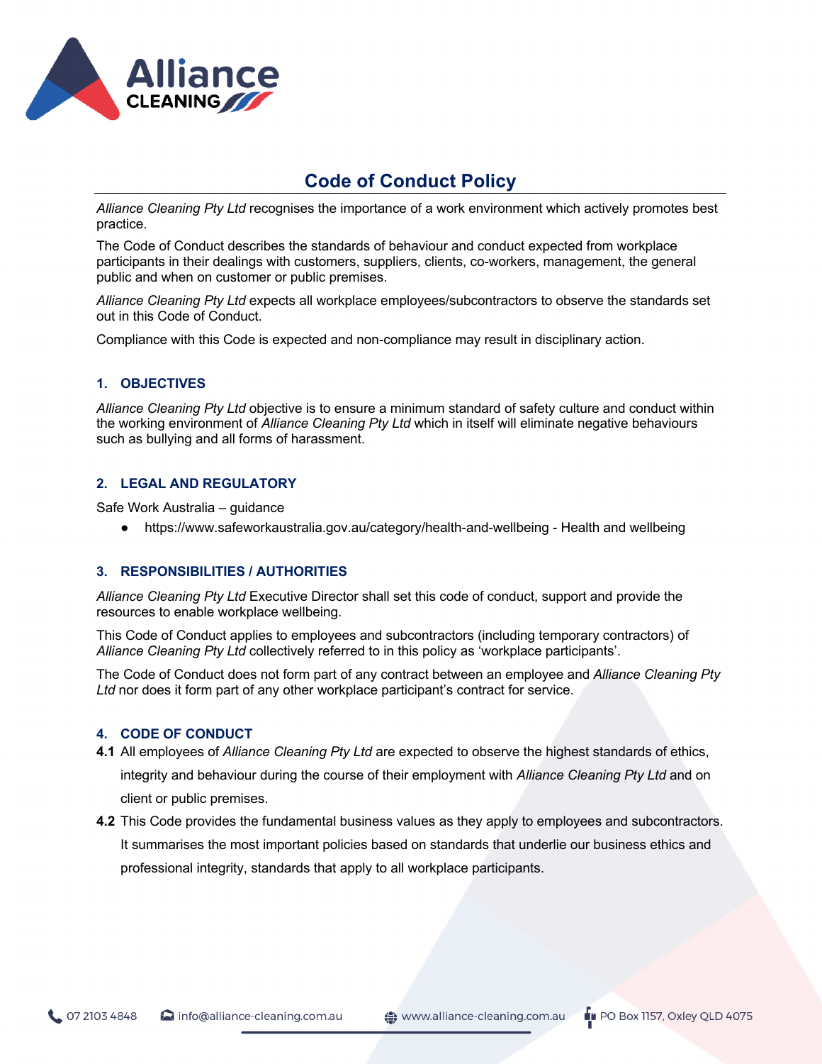# Code of Conduct Policy

*Alliance Cleaning Pty Ltd* recognises the importance of a work environment which actively promotes best practice.

The Code of Conduct describes the standards of behaviour and conduct expected from workplace participants in their dealings with customers, suppliers, clients, co-workers, management, the general public and when on customer or public premises.

*Alliance Cleaning Pty Ltd* expects all workplace employees/subcontractors to observe the standards set out in this Code of Conduct.

Compliance with this Code is expected and non-compliance may result in disciplinary action.

## 1. OBJECTIVES

*Alliance Cleaning Pty Ltd* objective is to ensure a minimum standard of safety culture and conduct within the working environment of *Alliance Cleaning Pty Ltd* which in itself will eliminate negative behaviours such as bullying and all forms of harassment.

## 2. LEGAL AND REGULATORY

Safe Work Australia – guidance

- https://www.safeworkaustralia.gov.au/category/health-and-wellbeing - Health and wellbeing

## 3. RESPONSIBILITIES / AUTHORITIES

*Alliance Cleaning Pty Ltd* Executive Director shall set this code of conduct, support and provide the resources to enable workplace wellbeing.

This Code of Conduct applies to employees and subcontractors (including temporary contractors) of *Alliance Cleaning Pty Ltd* collectively referred to in this policy as 'workplace participants'.

The Code of Conduct does not form part of any contract between an employee and *Alliance Cleaning Pty Ltd* nor does it form part of any other workplace participant's contract for service.

## 4. CODE OF CONDUCT

**4.1** All employees of *Alliance Cleaning Pty Ltd* are expected to observe the highest standards of ethics, integrity and behaviour during the course of their employment with *Alliance Cleaning Pty Ltd* and on client or public premises.

**4.2** This Code provides the fundamental business values as they apply to employees and subcontractors. It summarises the most important policies based on standards that underlie our business ethics and professional integrity, standards that apply to all workplace participants.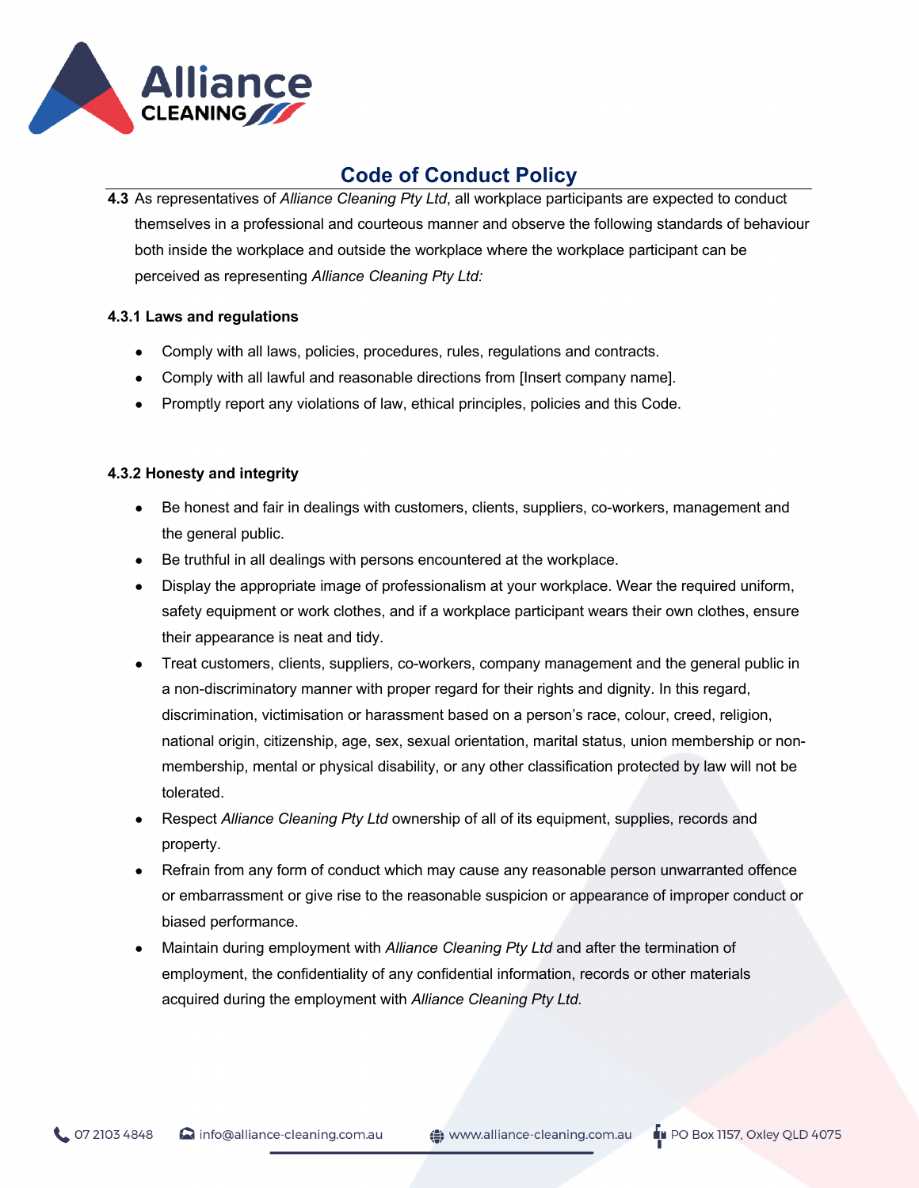## Code of Conduct Policy

**4.3** As representatives of *Alliance Cleaning Pty Ltd*, all workplace participants are expected to conduct themselves in a professional and courteous manner and observe the following standards of behaviour both inside the workplace and outside the workplace where the workplace participant can be perceived as representing *Alliance Cleaning Pty Ltd:*

### 4.3.1 Laws and regulations

- Comply with all laws, policies, procedures, rules, regulations and contracts.
- Comply with all lawful and reasonable directions from [Insert company name].
- Promptly report any violations of law, ethical principles, policies and this Code.

### 4.3.2 Honesty and integrity

- Be honest and fair in dealings with customers, clients, suppliers, co-workers, management and the general public.
- Be truthful in all dealings with persons encountered at the workplace.
- Display the appropriate image of professionalism at your workplace. Wear the required uniform, safety equipment or work clothes, and if a workplace participant wears their own clothes, ensure their appearance is neat and tidy.
- Treat customers, clients, suppliers, co-workers, company management and the general public in a non-discriminatory manner with proper regard for their rights and dignity. In this regard, discrimination, victimisation or harassment based on a person's race, colour, creed, religion, national origin, citizenship, age, sex, sexual orientation, marital status, union membership or non-membership, mental or physical disability, or any other classification protected by law will not be tolerated.
- Respect *Alliance Cleaning Pty Ltd* ownership of all of its equipment, supplies, records and property.
- Refrain from any form of conduct which may cause any reasonable person unwarranted offence or embarrassment or give rise to the reasonable suspicion or appearance of improper conduct or biased performance.
- Maintain during employment with *Alliance Cleaning Pty Ltd* and after the termination of employment, the confidentiality of any confidential information, records or other materials acquired during the employment with *Alliance Cleaning Pty Ltd.*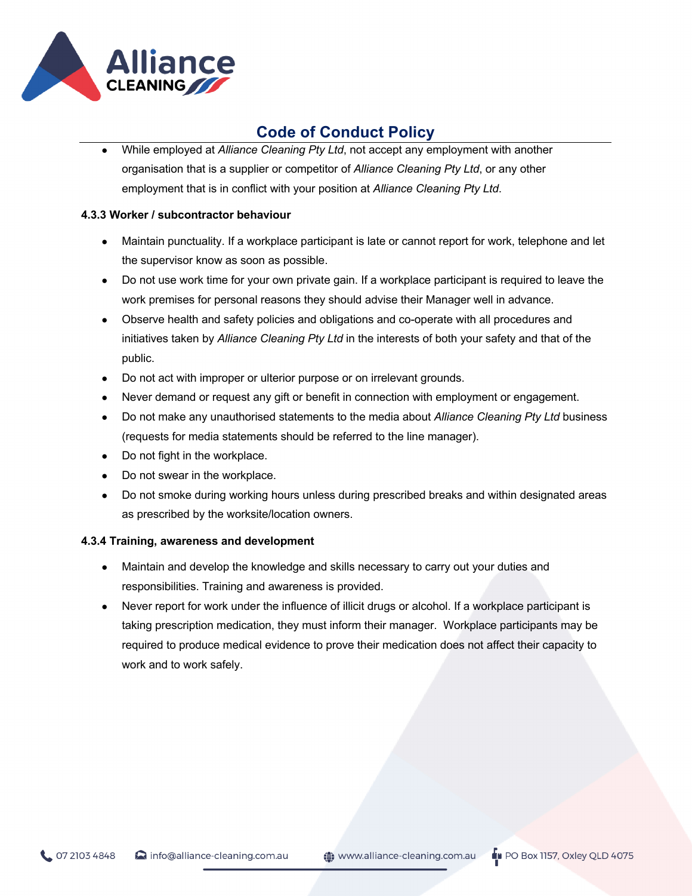- While employed at *Alliance Cleaning Pty Ltd*, not accept any employment with another organisation that is a supplier or competitor of *Alliance Cleaning Pty Ltd*, or any other employment that is in conflict with your position at *Alliance Cleaning Pty Ltd*.

**4.3.3 Worker / subcontractor behaviour**

- Maintain punctuality. If a workplace participant is late or cannot report for work, telephone and let the supervisor know as soon as possible.
- Do not use work time for your own private gain. If a workplace participant is required to leave the work premises for personal reasons they should advise their Manager well in advance.
- Observe health and safety policies and obligations and co-operate with all procedures and initiatives taken by *Alliance Cleaning Pty Ltd* in the interests of both your safety and that of the public.
- Do not act with improper or ulterior purpose or on irrelevant grounds.
- Never demand or request any gift or benefit in connection with employment or engagement.
- Do not make any unauthorised statements to the media about *Alliance Cleaning Pty Ltd* business (requests for media statements should be referred to the line manager).
- Do not fight in the workplace.
- Do not swear in the workplace.
- Do not smoke during working hours unless during prescribed breaks and within designated areas as prescribed by the worksite/location owners.

**4.3.4 Training, awareness and development**

- Maintain and develop the knowledge and skills necessary to carry out your duties and responsibilities. Training and awareness is provided.
- Never report for work under the influence of illicit drugs or alcohol. If a workplace participant is taking prescription medication, they must inform their manager. Workplace participants may be required to produce medical evidence to prove their medication does not affect their capacity to work and to work safely.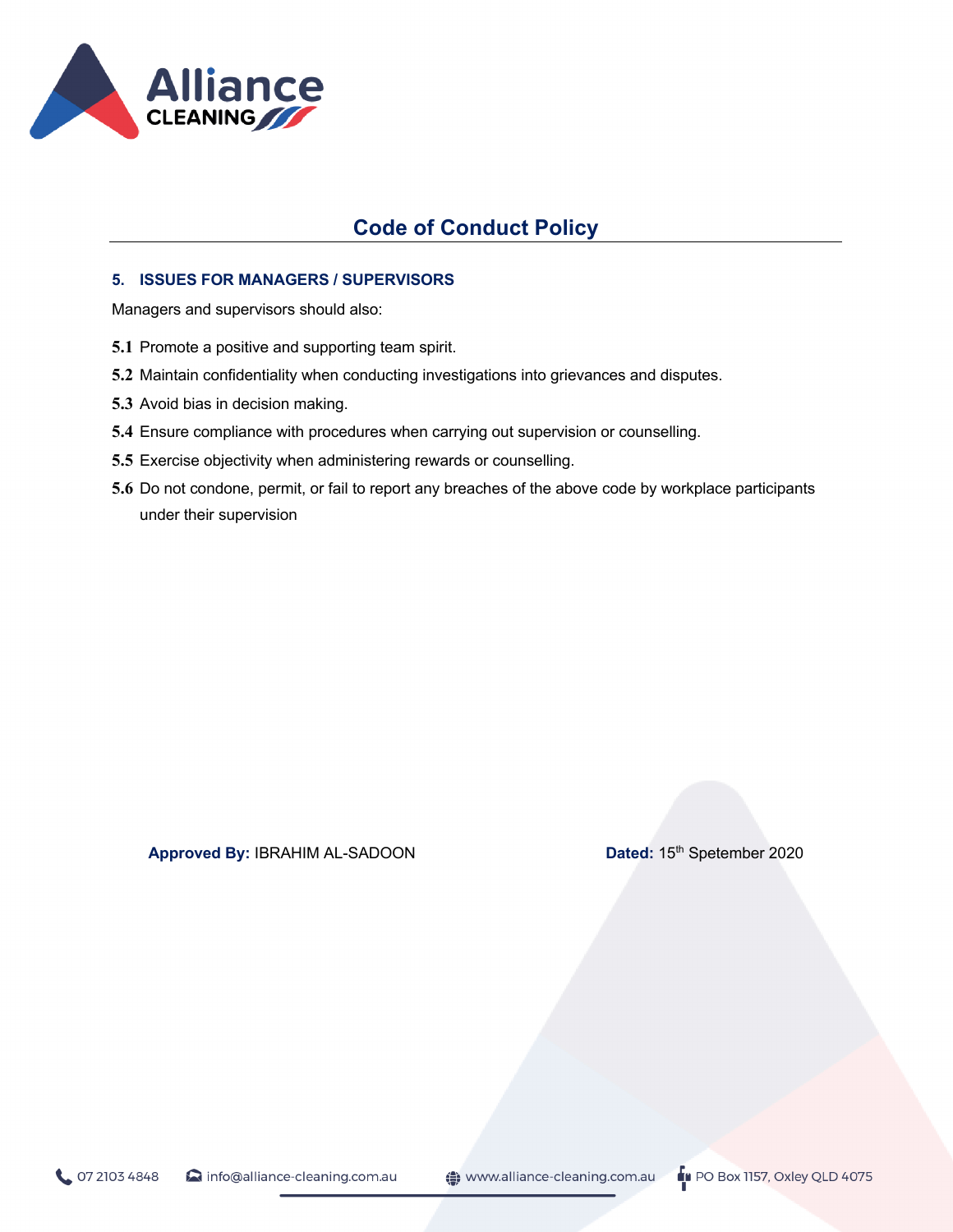# Code of Conduct Policy

## 5. ISSUES FOR MANAGERS / SUPERVISORS

Managers and supervisors should also:

**5.1** Promote a positive and supporting team spirit.

**5.2** Maintain confidentiality when conducting investigations into grievances and disputes.

**5.3** Avoid bias in decision making.

**5.4** Ensure compliance with procedures when carrying out supervision or counselling.

**5.5** Exercise objectivity when administering rewards or counselling.

**5.6** Do not condone, permit, or fail to report any breaches of the above code by workplace participants under their supervision

**Approved By:** IBRAHIM AL-SADOON

**Dated:** 15th Spetember 2020